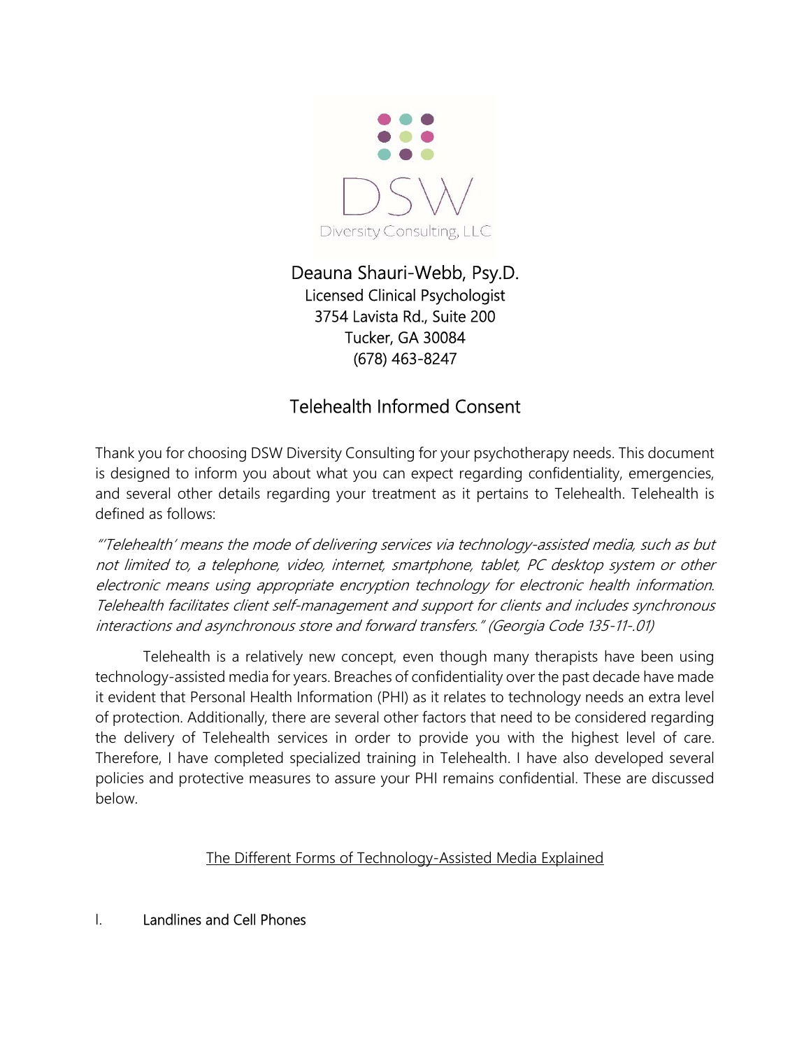DSW

Diversity Consulting, LLC

Deauna Shauri-Webb, Psy.D.
Licensed Clinical Psychologist
3754 Lavista Rd., Suite 200
Tucker, GA 30084
(678) 463-8247

# Telehealth Informed Consent

Thank you for choosing DSW Diversity Consulting for your psychotherapy needs. This document is designed to inform you about what you can expect regarding confidentiality, emergencies, and several other details regarding your treatment as it pertains to Telehealth. Telehealth is defined as follows:

*"'Telehealth' means the mode of delivering services via technology-assisted media, such as but not limited to, a telephone, video, internet, smartphone, tablet, PC desktop system or other electronic means using appropriate encryption technology for electronic health information. Telehealth facilitates client self-management and support for clients and includes synchronous interactions and asynchronous store and forward transfers." (Georgia Code 135-11-.01)*

Telehealth is a relatively new concept, even though many therapists have been using technology-assisted media for years. Breaches of confidentiality over the past decade have made it evident that Personal Health Information (PHI) as it relates to technology needs an extra level of protection. Additionally, there are several other factors that need to be considered regarding the delivery of Telehealth services in order to provide you with the highest level of care. Therefore, I have completed specialized training in Telehealth. I have also developed several policies and protective measures to assure your PHI remains confidential. These are discussed below.

## The Different Forms of Technology-Assisted Media Explained

I. Landlines and Cell Phones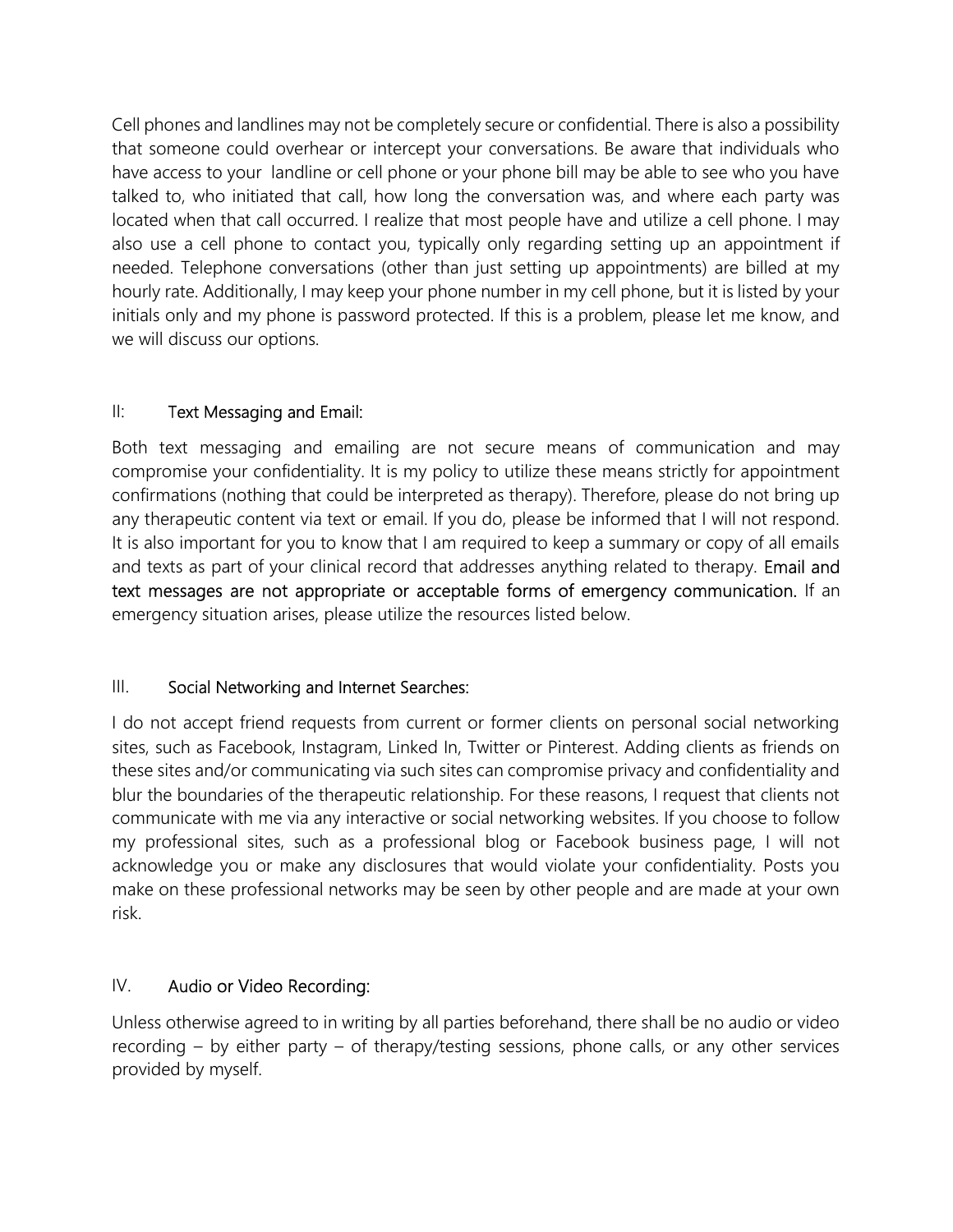Cell phones and landlines may not be completely secure or confidential. There is also a possibility that someone could overhear or intercept your conversations. Be aware that individuals who have access to your landline or cell phone or your phone bill may be able to see who you have talked to, who initiated that call, how long the conversation was, and where each party was located when that call occurred. I realize that most people have and utilize a cell phone. I may also use a cell phone to contact you, typically only regarding setting up an appointment if needed. Telephone conversations (other than just setting up appointments) are billed at my hourly rate. Additionally, I may keep your phone number in my cell phone, but it is listed by your initials only and my phone is password protected. If this is a problem, please let me know, and we will discuss our options.

## II: Text Messaging and Email:

Both text messaging and emailing are not secure means of communication and may compromise your confidentiality. It is my policy to utilize these means strictly for appointment confirmations (nothing that could be interpreted as therapy). Therefore, please do not bring up any therapeutic content via text or email. If you do, please be informed that I will not respond. It is also important for you to know that I am required to keep a summary or copy of all emails and texts as part of your clinical record that addresses anything related to therapy. **Email and text messages are not appropriate or acceptable forms of emergency communication.** If an emergency situation arises, please utilize the resources listed below.

## III. Social Networking and Internet Searches:

I do not accept friend requests from current or former clients on personal social networking sites, such as Facebook, Instagram, Linked In, Twitter or Pinterest. Adding clients as friends on these sites and/or communicating via such sites can compromise privacy and confidentiality and blur the boundaries of the therapeutic relationship. For these reasons, I request that clients not communicate with me via any interactive or social networking websites. If you choose to follow my professional sites, such as a professional blog or Facebook business page, I will not acknowledge you or make any disclosures that would violate your confidentiality. Posts you make on these professional networks may be seen by other people and are made at your own risk.

## IV. Audio or Video Recording:

Unless otherwise agreed to in writing by all parties beforehand, there shall be no audio or video recording – by either party – of therapy/testing sessions, phone calls, or any other services provided by myself.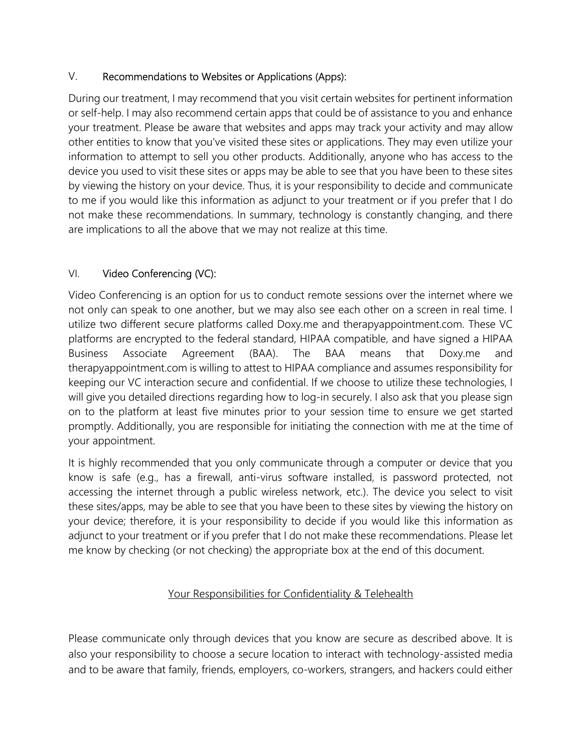## V. Recommendations to Websites or Applications (Apps):

During our treatment, I may recommend that you visit certain websites for pertinent information or self-help. I may also recommend certain apps that could be of assistance to you and enhance your treatment. Please be aware that websites and apps may track your activity and may allow other entities to know that you've visited these sites or applications. They may even utilize your information to attempt to sell you other products. Additionally, anyone who has access to the device you used to visit these sites or apps may be able to see that you have been to these sites by viewing the history on your device. Thus, it is your responsibility to decide and communicate to me if you would like this information as adjunct to your treatment or if you prefer that I do not make these recommendations. In summary, technology is constantly changing, and there are implications to all the above that we may not realize at this time.

## VI. Video Conferencing (VC):

Video Conferencing is an option for us to conduct remote sessions over the internet where we not only can speak to one another, but we may also see each other on a screen in real time. I utilize two different secure platforms called Doxy.me and therapyappointment.com. These VC platforms are encrypted to the federal standard, HIPAA compatible, and have signed a HIPAA Business Associate Agreement (BAA). The BAA means that Doxy.me and therapyappointment.com is willing to attest to HIPAA compliance and assumes responsibility for keeping our VC interaction secure and confidential. If we choose to utilize these technologies, I will give you detailed directions regarding how to log-in securely. I also ask that you please sign on to the platform at least five minutes prior to your session time to ensure we get started promptly. Additionally, you are responsible for initiating the connection with me at the time of your appointment.

It is highly recommended that you only communicate through a computer or device that you know is safe (e.g., has a firewall, anti-virus software installed, is password protected, not accessing the internet through a public wireless network, etc.). The device you select to visit these sites/apps, may be able to see that you have been to these sites by viewing the history on your device; therefore, it is your responsibility to decide if you would like this information as adjunct to your treatment or if you prefer that I do not make these recommendations. Please let me know by checking (or not checking) the appropriate box at the end of this document.

## Your Responsibilities for Confidentiality & Telehealth

Please communicate only through devices that you know are secure as described above. It is also your responsibility to choose a secure location to interact with technology-assisted media and to be aware that family, friends, employers, co-workers, strangers, and hackers could either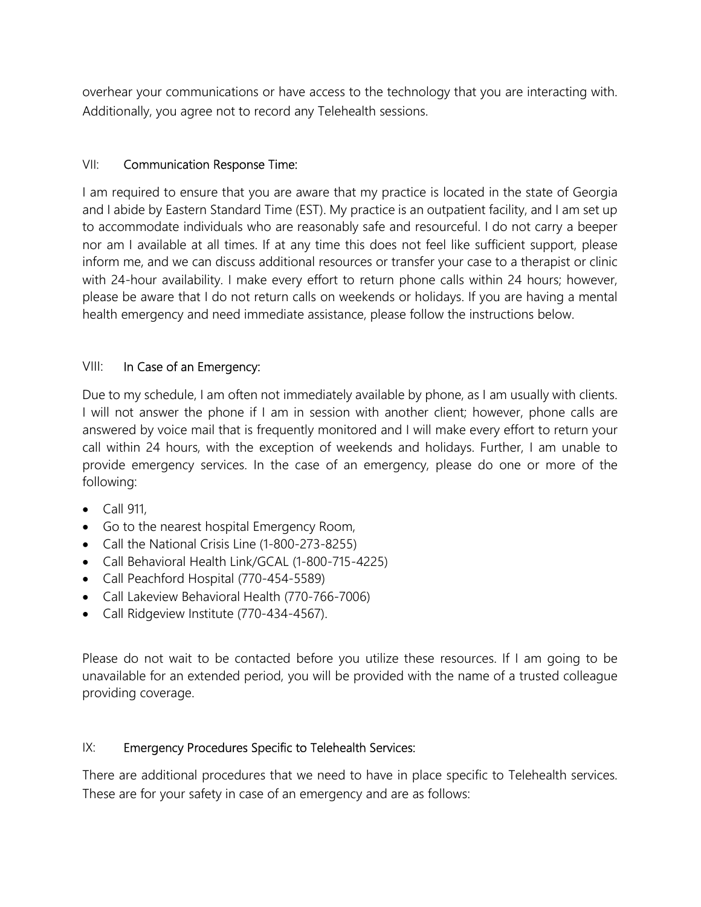overhear your communications or have access to the technology that you are interacting with. Additionally, you agree not to record any Telehealth sessions.

## VII: Communication Response Time:

I am required to ensure that you are aware that my practice is located in the state of Georgia and I abide by Eastern Standard Time (EST). My practice is an outpatient facility, and I am set up to accommodate individuals who are reasonably safe and resourceful. I do not carry a beeper nor am I available at all times. If at any time this does not feel like sufficient support, please inform me, and we can discuss additional resources or transfer your case to a therapist or clinic with 24-hour availability. I make every effort to return phone calls within 24 hours; however, please be aware that I do not return calls on weekends or holidays. If you are having a mental health emergency and need immediate assistance, please follow the instructions below.

## VIII: In Case of an Emergency:

Due to my schedule, I am often not immediately available by phone, as I am usually with clients. I will not answer the phone if I am in session with another client; however, phone calls are answered by voice mail that is frequently monitored and I will make every effort to return your call within 24 hours, with the exception of weekends and holidays. Further, I am unable to provide emergency services. In the case of an emergency, please do one or more of the following:

- Call 911,
- Go to the nearest hospital Emergency Room,
- Call the National Crisis Line (1-800-273-8255)
- Call Behavioral Health Link/GCAL (1-800-715-4225)
- Call Peachford Hospital (770-454-5589)
- Call Lakeview Behavioral Health (770-766-7006)
- Call Ridgeview Institute (770-434-4567).

Please do not wait to be contacted before you utilize these resources. If I am going to be unavailable for an extended period, you will be provided with the name of a trusted colleague providing coverage.

## IX: Emergency Procedures Specific to Telehealth Services:

There are additional procedures that we need to have in place specific to Telehealth services. These are for your safety in case of an emergency and are as follows: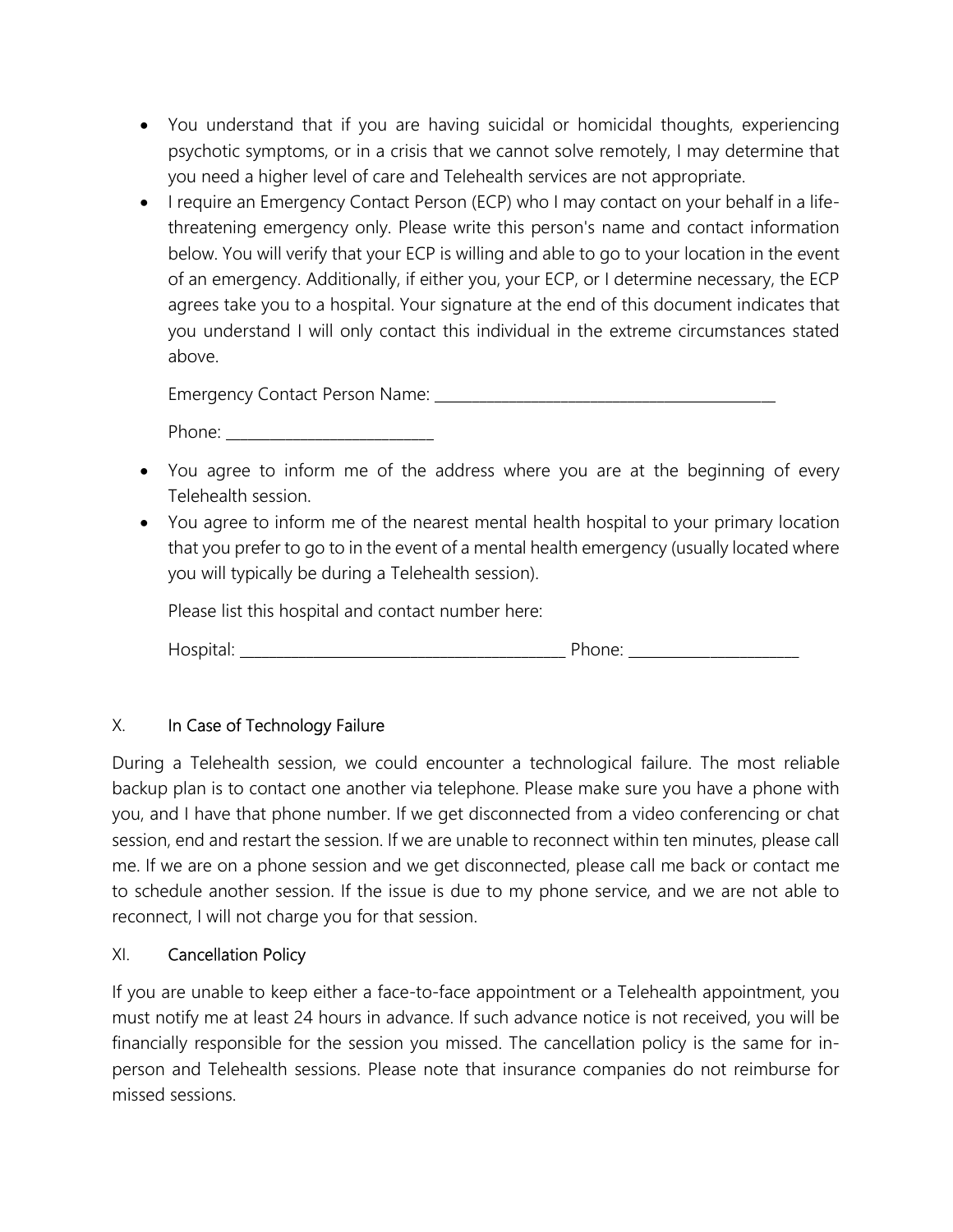- You understand that if you are having suicidal or homicidal thoughts, experiencing psychotic symptoms, or in a crisis that we cannot solve remotely, I may determine that you need a higher level of care and Telehealth services are not appropriate.
- I require an Emergency Contact Person (ECP) who I may contact on your behalf in a life-threatening emergency only. Please write this person's name and contact information below. You will verify that your ECP is willing and able to go to your location in the event of an emergency. Additionally, if either you, your ECP, or I determine necessary, the ECP agrees take you to a hospital. Your signature at the end of this document indicates that you understand I will only contact this individual in the extreme circumstances stated above.

  Emergency Contact Person Name: ___________________________________________

  Phone: __________________________

- You agree to inform me of the address where you are at the beginning of every Telehealth session.
- You agree to inform me of the nearest mental health hospital to your primary location that you prefer to go to in the event of a mental health emergency (usually located where you will typically be during a Telehealth session).

  Please list this hospital and contact number here:

  Hospital: ________________________________________ Phone: ______________________

## X. In Case of Technology Failure

During a Telehealth session, we could encounter a technological failure. The most reliable backup plan is to contact one another via telephone. Please make sure you have a phone with you, and I have that phone number. If we get disconnected from a video conferencing or chat session, end and restart the session. If we are unable to reconnect within ten minutes, please call me. If we are on a phone session and we get disconnected, please call me back or contact me to schedule another session. If the issue is due to my phone service, and we are not able to reconnect, I will not charge you for that session.

## XI. Cancellation Policy

If you are unable to keep either a face-to-face appointment or a Telehealth appointment, you must notify me at least 24 hours in advance. If such advance notice is not received, you will be financially responsible for the session you missed. The cancellation policy is the same for in-person and Telehealth sessions. Please note that insurance companies do not reimburse for missed sessions.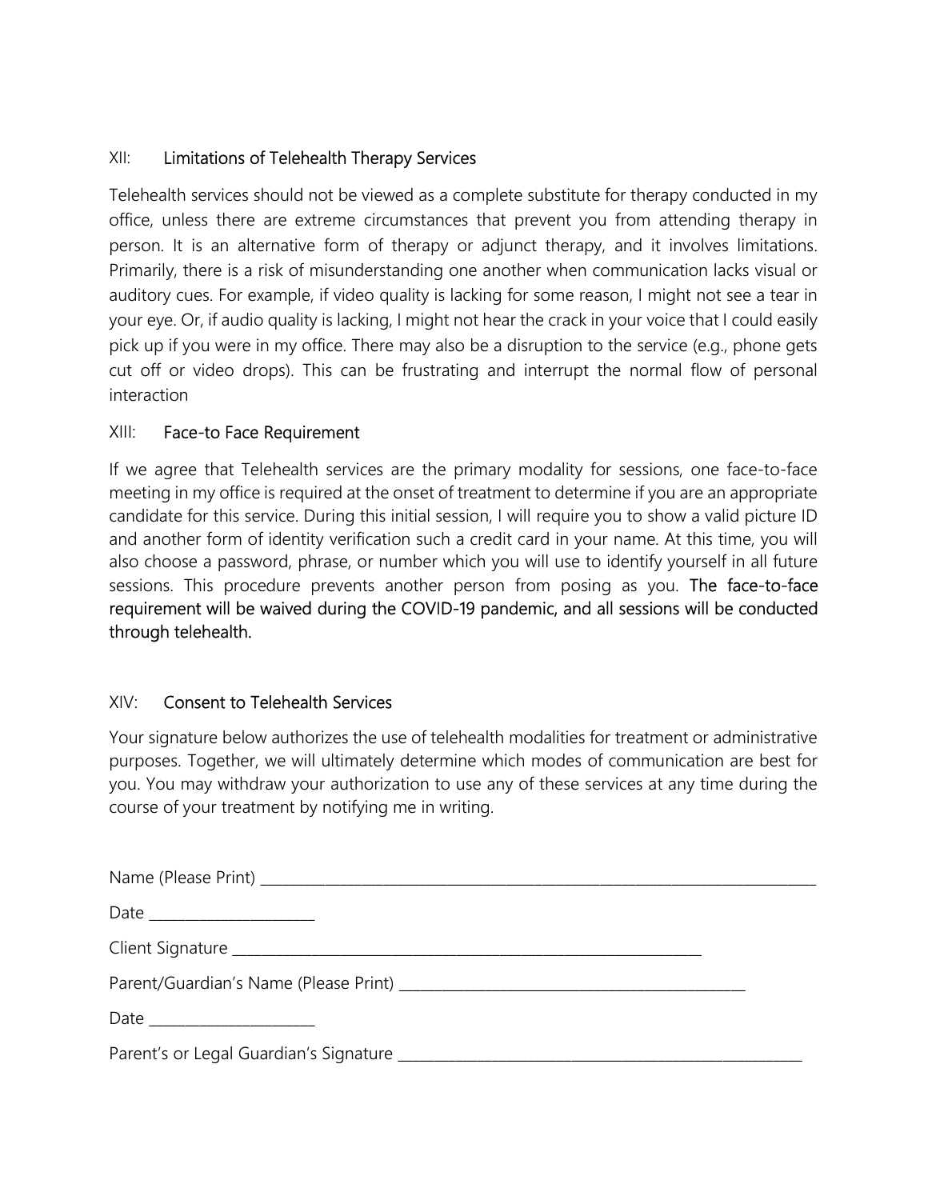## XII: Limitations of Telehealth Therapy Services

Telehealth services should not be viewed as a complete substitute for therapy conducted in my office, unless there are extreme circumstances that prevent you from attending therapy in person. It is an alternative form of therapy or adjunct therapy, and it involves limitations. Primarily, there is a risk of misunderstanding one another when communication lacks visual or auditory cues. For example, if video quality is lacking for some reason, I might not see a tear in your eye. Or, if audio quality is lacking, I might not hear the crack in your voice that I could easily pick up if you were in my office. There may also be a disruption to the service (e.g., phone gets cut off or video drops). This can be frustrating and interrupt the normal flow of personal interaction

## XIII: Face-to Face Requirement

If we agree that Telehealth services are the primary modality for sessions, one face-to-face meeting in my office is required at the onset of treatment to determine if you are an appropriate candidate for this service. During this initial session, I will require you to show a valid picture ID and another form of identity verification such a credit card in your name. At this time, you will also choose a password, phrase, or number which you will use to identify yourself in all future sessions. This procedure prevents another person from posing as you. The face-to-face requirement will be waived during the COVID-19 pandemic, and all sessions will be conducted through telehealth.

## XIV: Consent to Telehealth Services

Your signature below authorizes the use of telehealth modalities for treatment or administrative purposes. Together, we will ultimately determine which modes of communication are best for you. You may withdraw your authorization to use any of these services at any time during the course of your treatment by notifying me in writing.

Name (Please Print) ___________________________________________

Date ____________________

Client Signature ___________________________________________

Parent/Guardian's Name (Please Print) ___________________________________________

Date ____________________

Parent's or Legal Guardian's Signature ___________________________________________